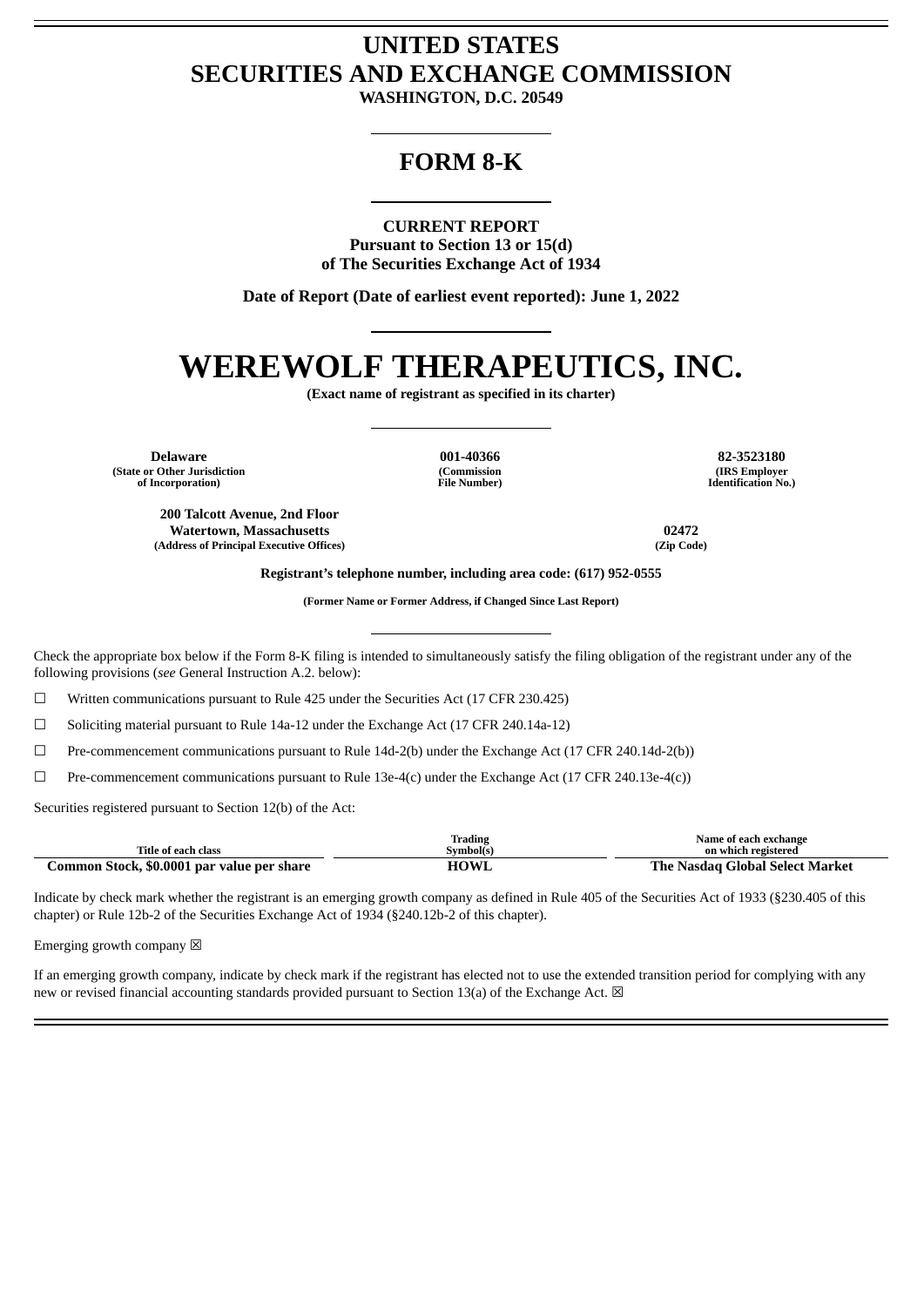# UNITED STATES
# SECURITIES AND EXCHANGE COMMISSION

**WASHINGTON, D.C. 20549**

## FORM 8-K

**CURRENT REPORT**
**Pursuant to Section 13 or 15(d)**
**of The Securities Exchange Act of 1934**

**Date of Report (Date of earliest event reported): June 1, 2022**

# WEREWOLF THERAPEUTICS, INC.

**(Exact name of registrant as specified in its charter)**

| Delaware | 001-40366 | 82-3523180 |
|---|---|---|
| (State or Other Jurisdiction of Incorporation) | (Commission File Number) | (IRS Employer Identification No.) |

| 200 Talcott Avenue, 2nd Floor Watertown, Massachusetts | 02472 |
|---|---|
| (Address of Principal Executive Offices) | (Zip Code) |

**Registrant's telephone number, including area code: (617) 952-0555**

**(Former Name or Former Address, if Changed Since Last Report)**

Check the appropriate box below if the Form 8-K filing is intended to simultaneously satisfy the filing obligation of the registrant under any of the following provisions (*see* General Instruction A.2. below):

☐ Written communications pursuant to Rule 425 under the Securities Act (17 CFR 230.425)

☐ Soliciting material pursuant to Rule 14a-12 under the Exchange Act (17 CFR 240.14a-12)

☐ Pre-commencement communications pursuant to Rule 14d-2(b) under the Exchange Act (17 CFR 240.14d-2(b))

☐ Pre-commencement communications pursuant to Rule 13e-4(c) under the Exchange Act (17 CFR 240.13e-4(c))

Securities registered pursuant to Section 12(b) of the Act:

| Title of each class | Trading Symbol(s) | Name of each exchange on which registered |
|---|---|---|
| **Common Stock, $0.0001 par value per share** | **HOWL** | **The Nasdaq Global Select Market** |

Indicate by check mark whether the registrant is an emerging growth company as defined in Rule 405 of the Securities Act of 1933 (§230.405 of this chapter) or Rule 12b-2 of the Securities Exchange Act of 1934 (§240.12b-2 of this chapter).

Emerging growth company ☒

If an emerging growth company, indicate by check mark if the registrant has elected not to use the extended transition period for complying with any new or revised financial accounting standards provided pursuant to Section 13(a) of the Exchange Act. ☒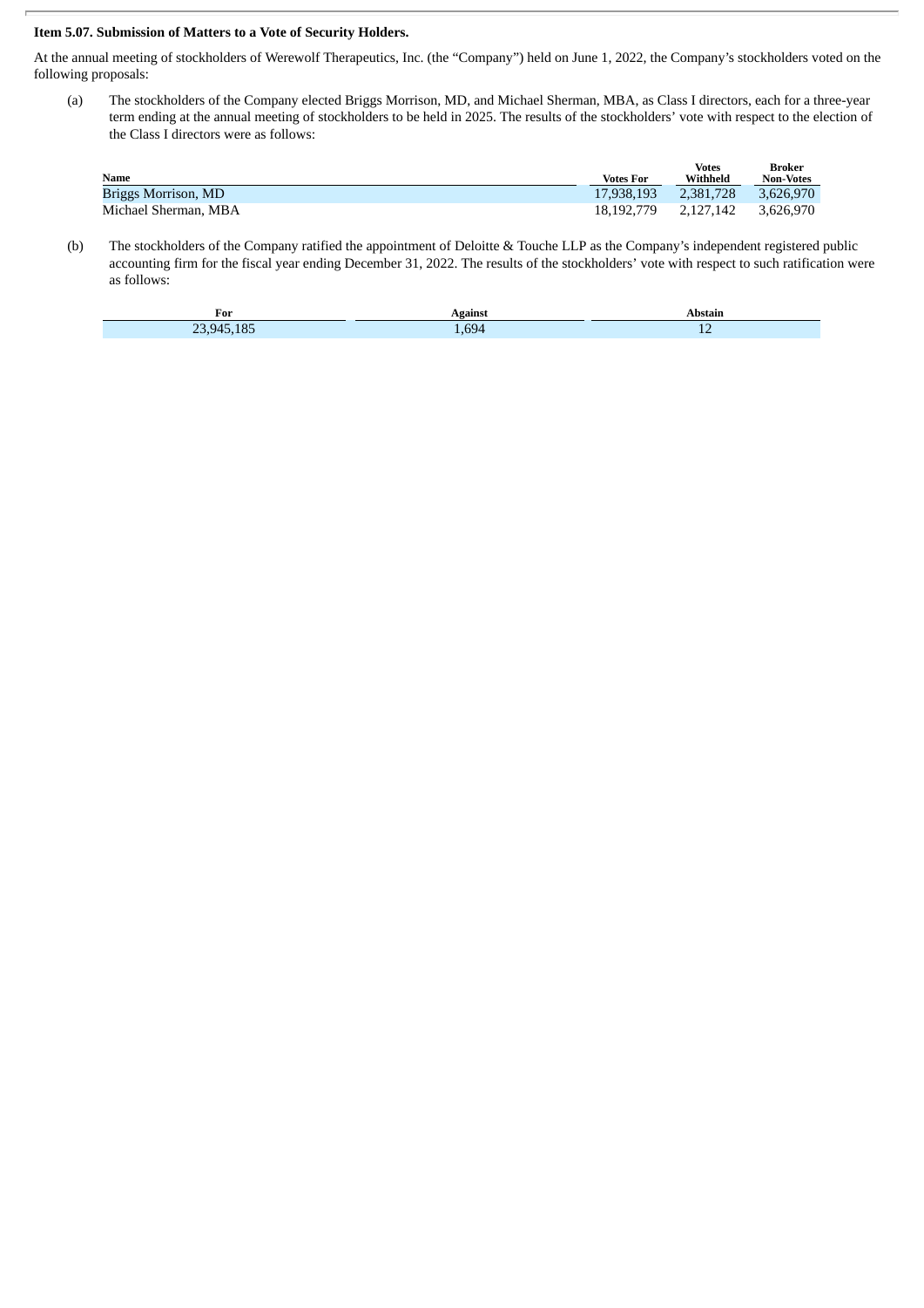**Item 5.07. Submission of Matters to a Vote of Security Holders.**

At the annual meeting of stockholders of Werewolf Therapeutics, Inc. (the "Company") held on June 1, 2022, the Company's stockholders voted on the following proposals:

(a) The stockholders of the Company elected Briggs Morrison, MD, and Michael Sherman, MBA, as Class I directors, each for a three-year term ending at the annual meeting of stockholders to be held in 2025. The results of the stockholders' vote with respect to the election of the Class I directors were as follows:

| Name | Votes For | Votes Withheld | Broker Non-Votes |
|---|---|---|---|
| Briggs Morrison, MD | 17,938,193 | 2,381,728 | 3,626,970 |
| Michael Sherman, MBA | 18,192,779 | 2,127,142 | 3,626,970 |

(b) The stockholders of the Company ratified the appointment of Deloitte & Touche LLP as the Company's independent registered public accounting firm for the fiscal year ending December 31, 2022. The results of the stockholders' vote with respect to such ratification were as follows:

| For | Against | Abstain |
|---|---|---|
| 23,945,185 | 1,694 | 12 |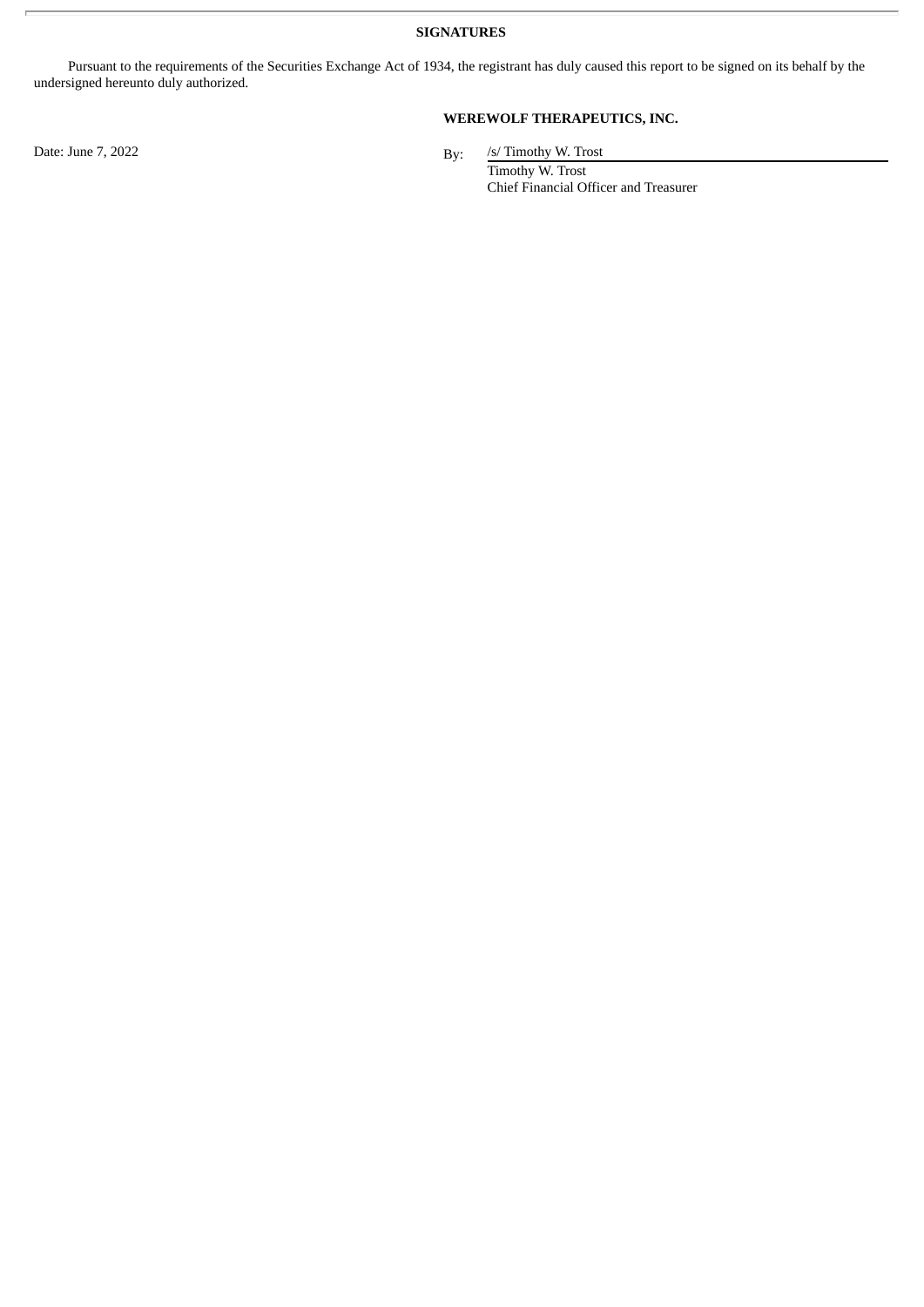## SIGNATURES

Pursuant to the requirements of the Securities Exchange Act of 1934, the registrant has duly caused this report to be signed on its behalf by the undersigned hereunto duly authorized.

**WEREWOLF THERAPEUTICS, INC.**

Date: June 7, 2022

By: /s/ Timothy W. Trost
Timothy W. Trost
Chief Financial Officer and Treasurer